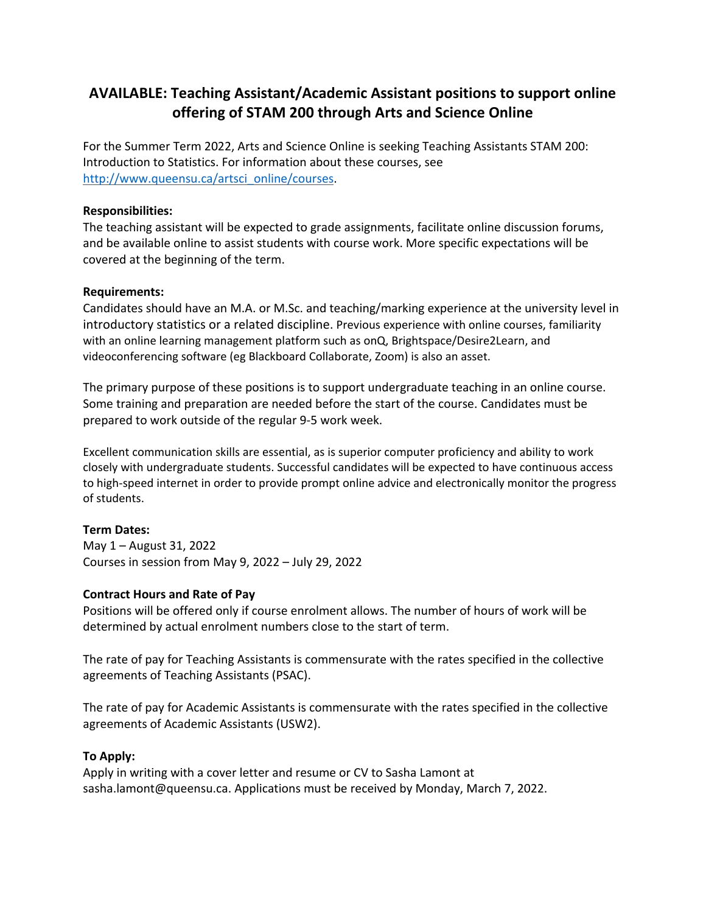# AVAILABLE: Teaching Assistant/Academic Assistant positions to support online offering of STAM 200 through Arts and Science Online

For the Summer Term 2022, Arts and Science Online is seeking Teaching Assistants STAM 200: Introduction to Statistics. For information about these courses, see [http://www.queensu.ca/artsci_online/courses](http://www.queensu.ca/artsci_online/courses).

**Responsibilities:**
The teaching assistant will be expected to grade assignments, facilitate online discussion forums, and be available online to assist students with course work. More specific expectations will be covered at the beginning of the term.

**Requirements:**
Candidates should have an M.A. or M.Sc. and teaching/marking experience at the university level in introductory statistics or a related discipline. Previous experience with online courses, familiarity with an online learning management platform such as onQ, Brightspace/Desire2Learn, and videoconferencing software (eg Blackboard Collaborate, Zoom) is also an asset.

The primary purpose of these positions is to support undergraduate teaching in an online course. Some training and preparation are needed before the start of the course. Candidates must be prepared to work outside of the regular 9-5 work week.

Excellent communication skills are essential, as is superior computer proficiency and ability to work closely with undergraduate students. Successful candidates will be expected to have continuous access to high-speed internet in order to provide prompt online advice and electronically monitor the progress of students.

**Term Dates:**
May 1 – August 31, 2022
Courses in session from May 9, 2022 – July 29, 2022

**Contract Hours and Rate of Pay**
Positions will be offered only if course enrolment allows. The number of hours of work will be determined by actual enrolment numbers close to the start of term.

The rate of pay for Teaching Assistants is commensurate with the rates specified in the collective agreements of Teaching Assistants (PSAC).

The rate of pay for Academic Assistants is commensurate with the rates specified in the collective agreements of Academic Assistants (USW2).

**To Apply:**
Apply in writing with a cover letter and resume or CV to Sasha Lamont at sasha.lamont@queensu.ca. Applications must be received by Monday, March 7, 2022.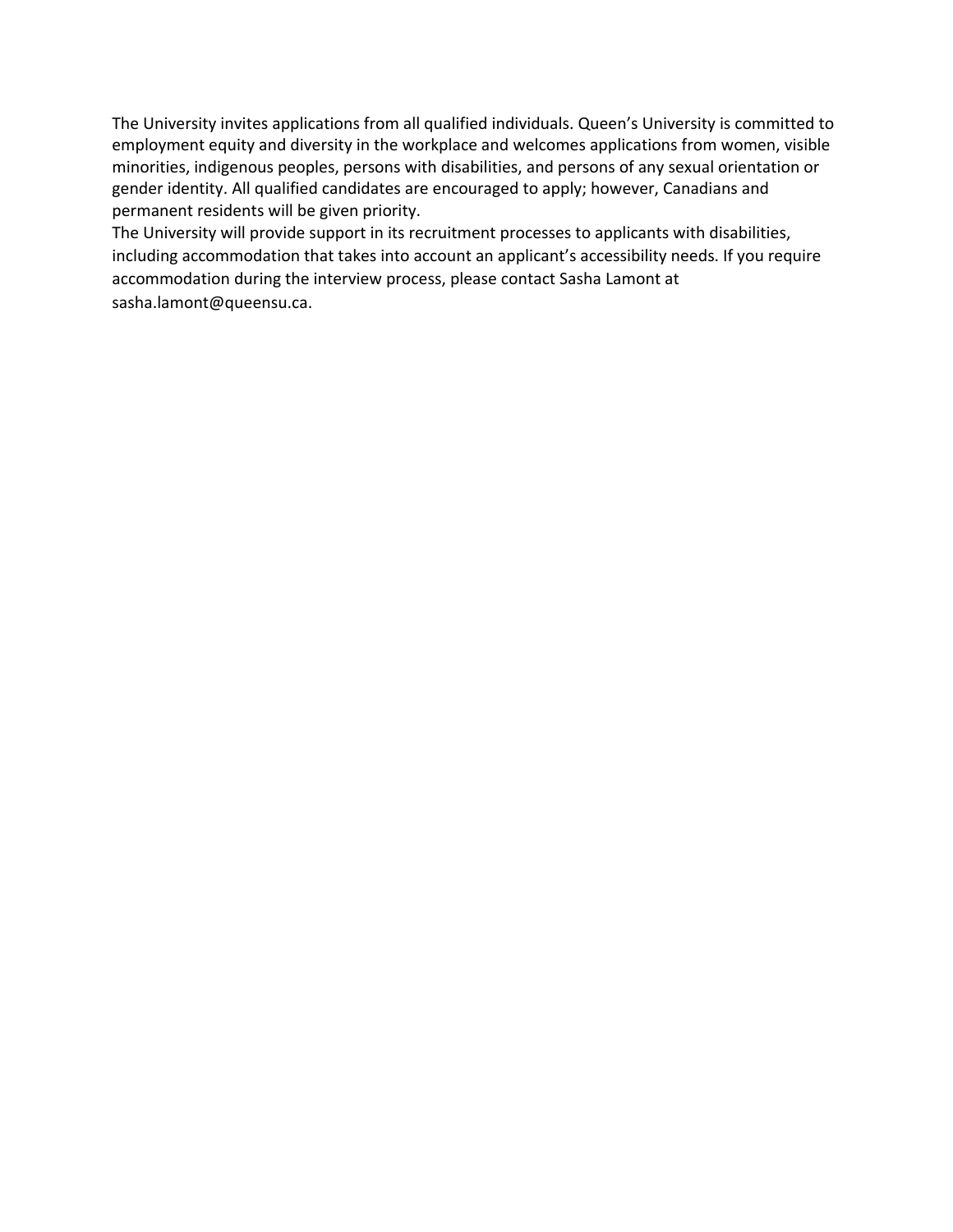The University invites applications from all qualified individuals. Queen's University is committed to employment equity and diversity in the workplace and welcomes applications from women, visible minorities, indigenous peoples, persons with disabilities, and persons of any sexual orientation or gender identity. All qualified candidates are encouraged to apply; however, Canadians and permanent residents will be given priority.

The University will provide support in its recruitment processes to applicants with disabilities, including accommodation that takes into account an applicant's accessibility needs. If you require accommodation during the interview process, please contact Sasha Lamont at sasha.lamont@queensu.ca.